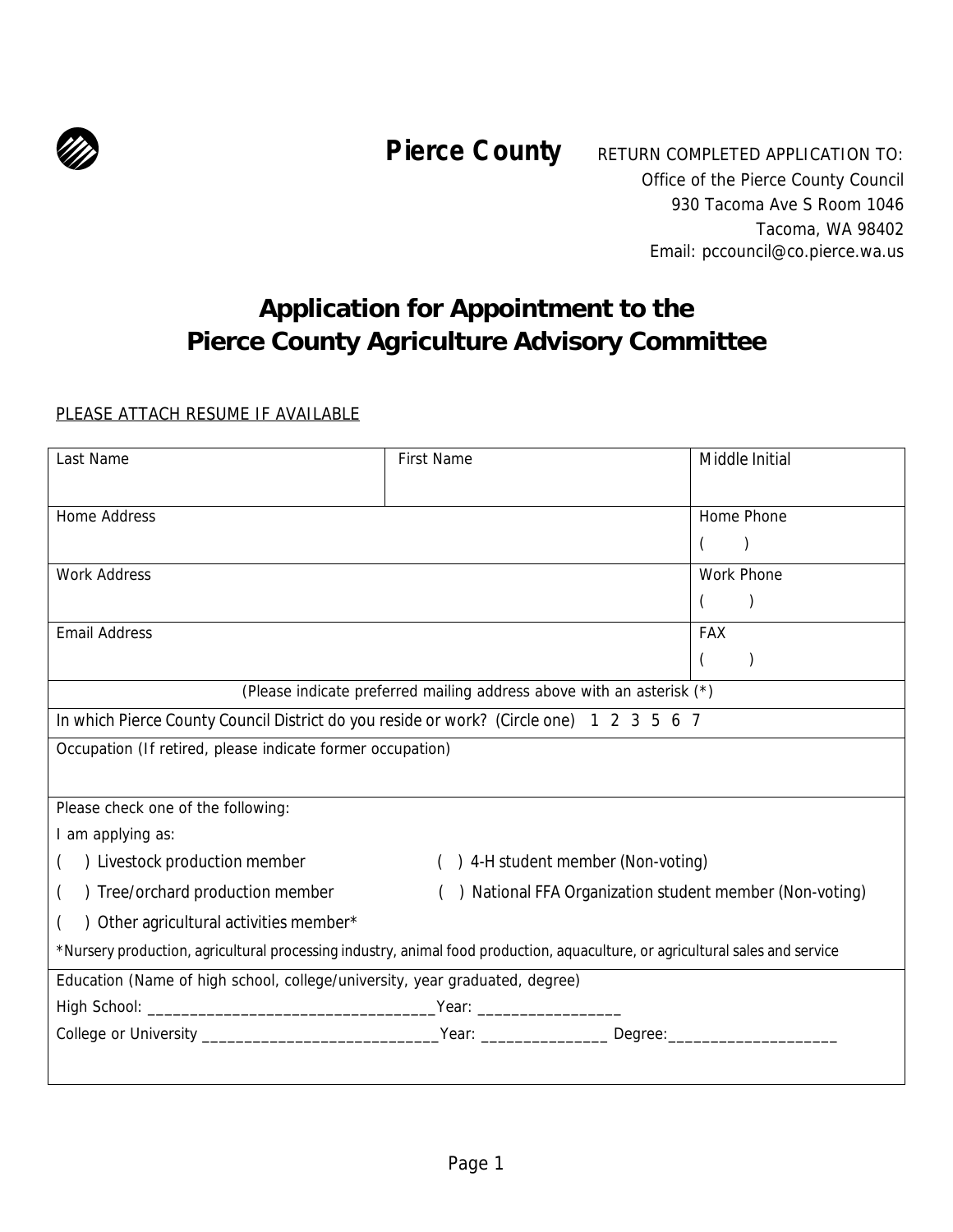**Pierce County**

RETURN COMPLETED APPLICATION TO:
Office of the Pierce County Council
930 Tacoma Ave S Room 1046
Tacoma, WA 98402
Email: pccouncil@co.pierce.wa.us

# Application for Appointment to the Pierce County Agriculture Advisory Committee

PLEASE ATTACH RESUME IF AVAILABLE

| Last Name | First Name | Middle Initial |
|---|---|---|
| Home Address | | Home Phone<br>( ) |
| Work Address | | Work Phone<br>( ) |
| Email Address | | FAX<br>( ) |

(Please indicate preferred mailing address above with an asterisk (*))

In which Pierce County Council District do you reside or work? (Circle one) 1 2 3 5 6 7

Occupation (If retired, please indicate former occupation)

Please check one of the following:

I am applying as:

( ) Livestock production member

( ) Tree/orchard production member

( ) Other agricultural activities member*

( ) 4-H student member (Non-voting)

( ) National FFA Organization student member (Non-voting)

*Nursery production, agricultural processing industry, animal food production, aquaculture, or agricultural sales and service

Education (Name of high school, college/university, year graduated, degree)

High School: _________________________________Year: ________________

College or University ___________________________Year: ______________ Degree:___________________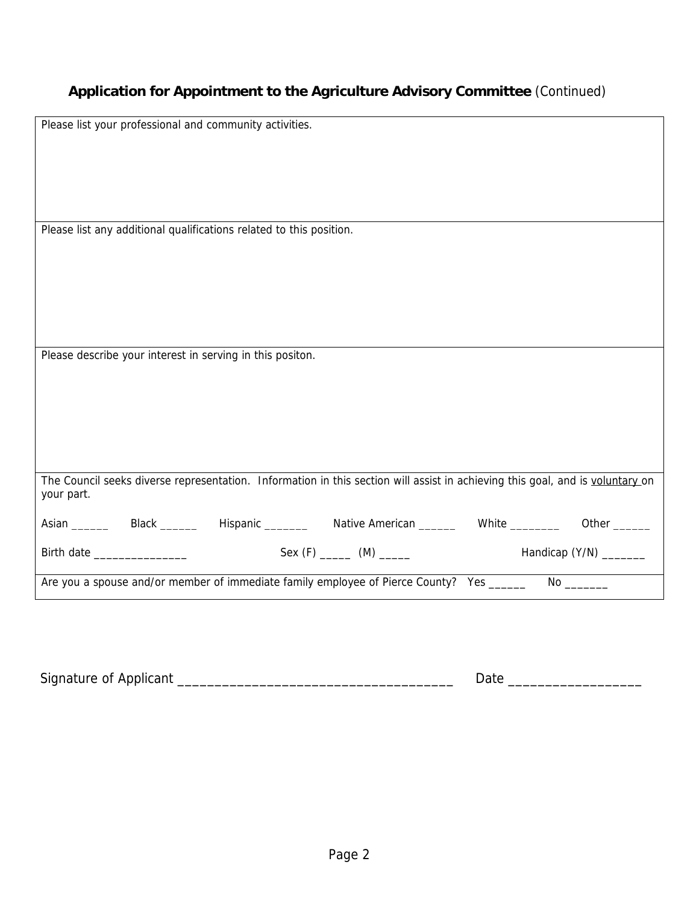## **Application for Appointment to the Agriculture Advisory Committee** (Continued)

Please list your professional and community activities.

Please list any additional qualifications related to this position.

Please describe your interest in serving in this positon.

The Council seeks diverse representation. Information in this section will assist in achieving this goal, and is voluntary on your part.

Asian ______ Black ______ Hispanic _______ Native American ______ White ________ Other ______

Birth date _______________ Sex (F) _____ (M) _____ Handicap (Y/N) _______

Are you a spouse and/or member of immediate family employee of Pierce County? Yes ______ No _______

Signature of Applicant ____________________________________ Date _________________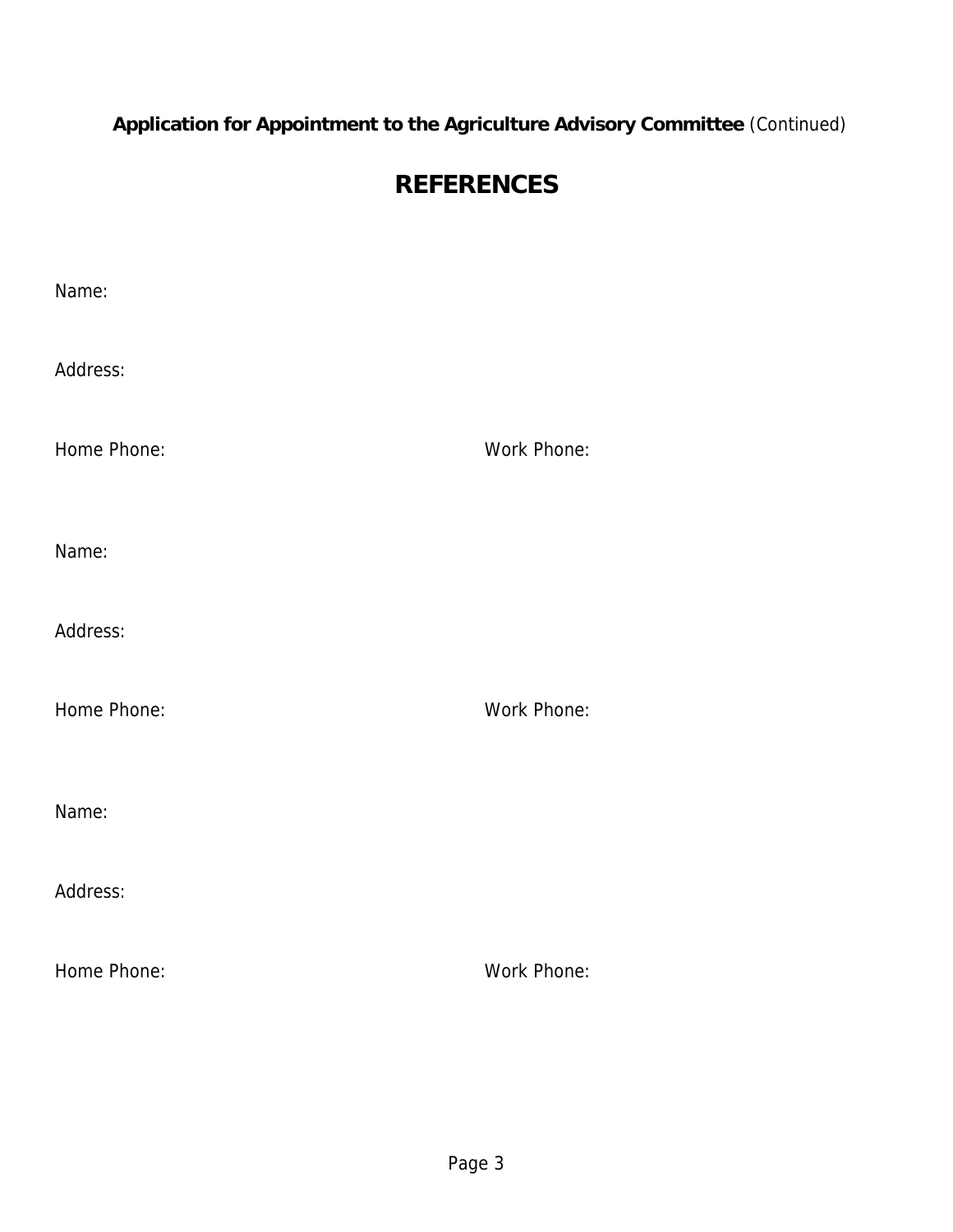**Application for Appointment to the Agriculture Advisory Committee** (Continued)

# REFERENCES

Name:

Address:

Home Phone: Work Phone:

Name:

Address:

Home Phone: Work Phone:

Name:

Address:

Home Phone: Work Phone: